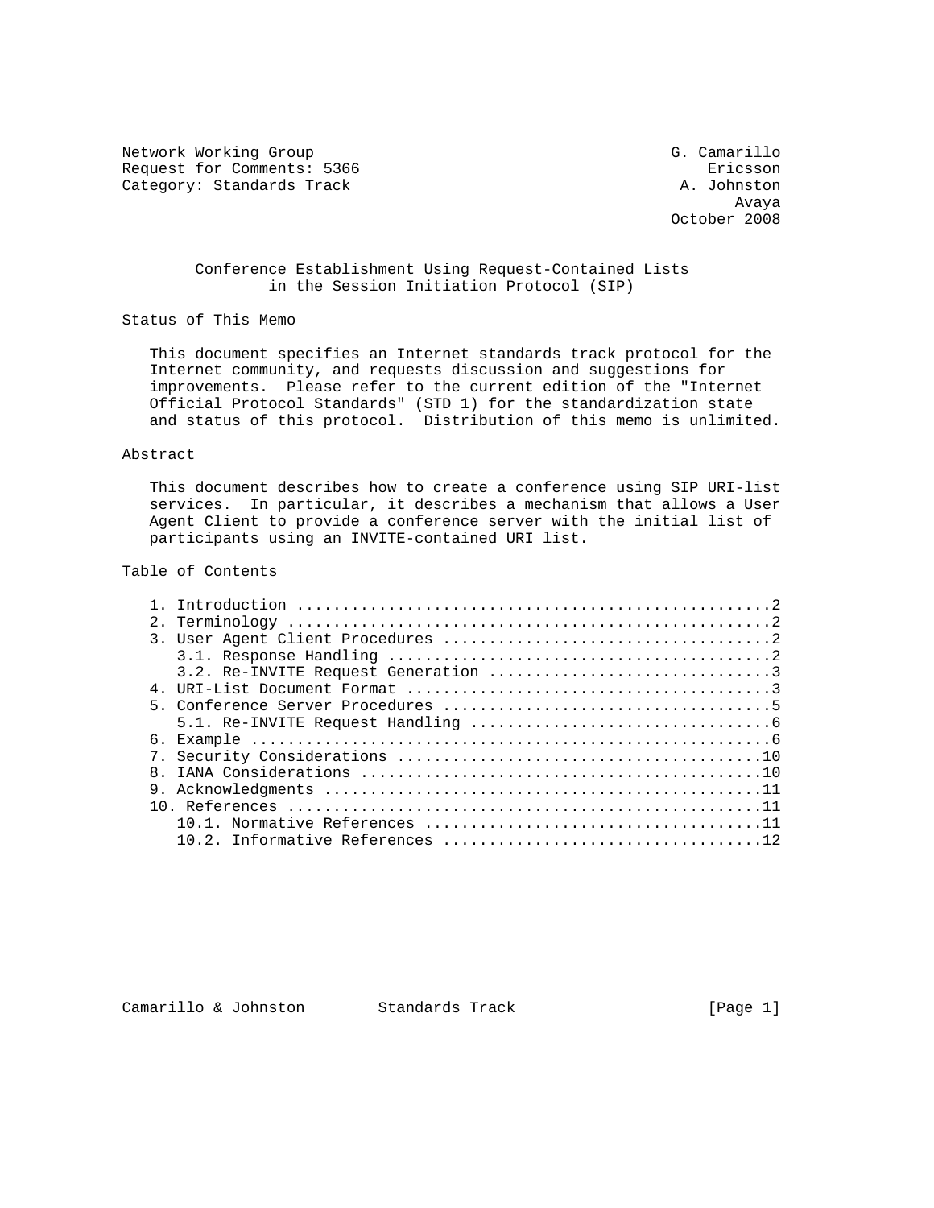Network Working Group G. Camarillo
Request for Comments: 5366 Ericsson
Category: Standards Track A. Johnston
Avaya
October 2008

# Conference Establishment Using Request-Contained Lists in the Session Initiation Protocol (SIP)

## Status of This Memo

This document specifies an Internet standards track protocol for the Internet community, and requests discussion and suggestions for improvements. Please refer to the current edition of the "Internet Official Protocol Standards" (STD 1) for the standardization state and status of this protocol. Distribution of this memo is unlimited.

## Abstract

This document describes how to create a conference using SIP URI-list services. In particular, it describes a mechanism that allows a User Agent Client to provide a conference server with the initial list of participants using an INVITE-contained URI list.

## Table of Contents

```
1. Introduction ....................................................2
2. Terminology .....................................................2
3. User Agent Client Procedures ....................................2
   3.1. Response Handling ..........................................2
   3.2. Re-INVITE Request Generation ...............................3
4. URI-List Document Format ........................................3
5. Conference Server Procedures ....................................5
   5.1. Re-INVITE Request Handling .................................6
6. Example .........................................................6
7. Security Considerations ........................................10
8. IANA Considerations ............................................10
9. Acknowledgments ................................................11
10. References ....................................................11
   10.1. Normative References .....................................11
   10.2. Informative References ...................................12
```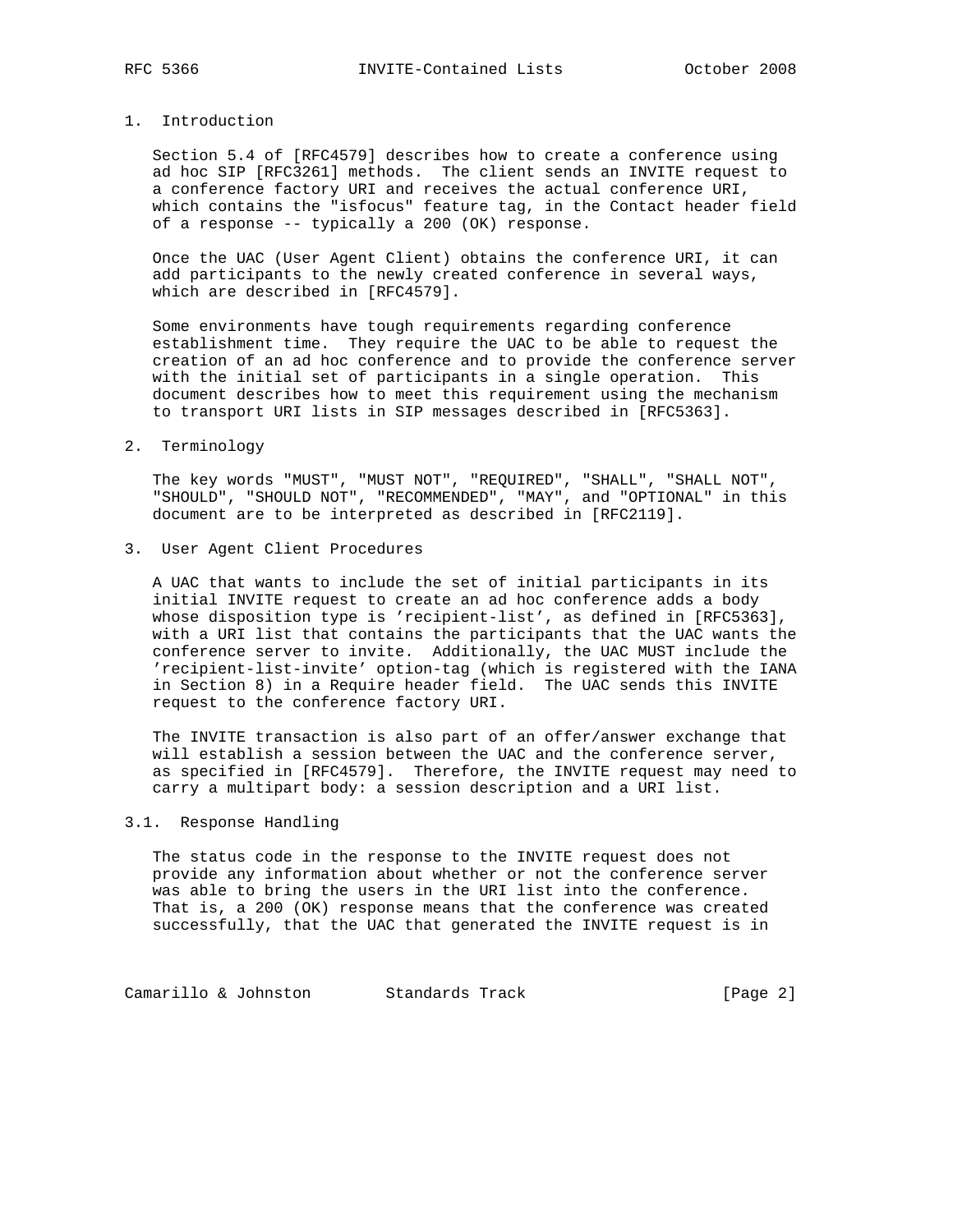## 1. Introduction

Section 5.4 of [RFC4579] describes how to create a conference using ad hoc SIP [RFC3261] methods. The client sends an INVITE request to a conference factory URI and receives the actual conference URI, which contains the "isfocus" feature tag, in the Contact header field of a response -- typically a 200 (OK) response.

Once the UAC (User Agent Client) obtains the conference URI, it can add participants to the newly created conference in several ways, which are described in [RFC4579].

Some environments have tough requirements regarding conference establishment time. They require the UAC to be able to request the creation of an ad hoc conference and to provide the conference server with the initial set of participants in a single operation. This document describes how to meet this requirement using the mechanism to transport URI lists in SIP messages described in [RFC5363].

## 2. Terminology

The key words "MUST", "MUST NOT", "REQUIRED", "SHALL", "SHALL NOT", "SHOULD", "SHOULD NOT", "RECOMMENDED", "MAY", and "OPTIONAL" in this document are to be interpreted as described in [RFC2119].

## 3. User Agent Client Procedures

A UAC that wants to include the set of initial participants in its initial INVITE request to create an ad hoc conference adds a body whose disposition type is 'recipient-list', as defined in [RFC5363], with a URI list that contains the participants that the UAC wants the conference server to invite. Additionally, the UAC MUST include the 'recipient-list-invite' option-tag (which is registered with the IANA in Section 8) in a Require header field. The UAC sends this INVITE request to the conference factory URI.

The INVITE transaction is also part of an offer/answer exchange that will establish a session between the UAC and the conference server, as specified in [RFC4579]. Therefore, the INVITE request may need to carry a multipart body: a session description and a URI list.

### 3.1. Response Handling

The status code in the response to the INVITE request does not provide any information about whether or not the conference server was able to bring the users in the URI list into the conference. That is, a 200 (OK) response means that the conference was created successfully, that the UAC that generated the INVITE request is in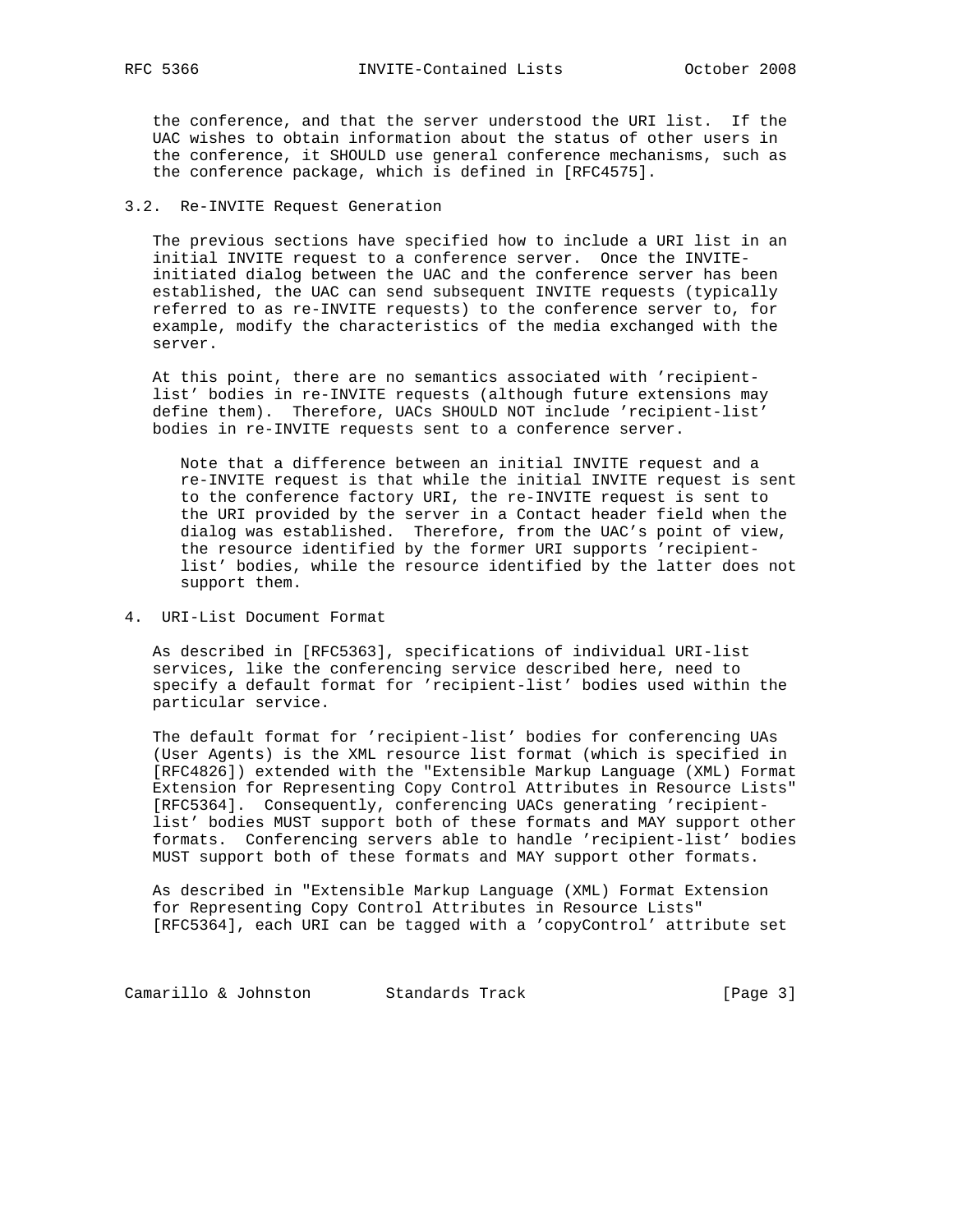the conference, and that the server understood the URI list. If the UAC wishes to obtain information about the status of other users in the conference, it SHOULD use general conference mechanisms, such as the conference package, which is defined in [RFC4575].

## 3.2. Re-INVITE Request Generation

The previous sections have specified how to include a URI list in an initial INVITE request to a conference server. Once the INVITE-initiated dialog between the UAC and the conference server has been established, the UAC can send subsequent INVITE requests (typically referred to as re-INVITE requests) to the conference server to, for example, modify the characteristics of the media exchanged with the server.

At this point, there are no semantics associated with 'recipient-list' bodies in re-INVITE requests (although future extensions may define them). Therefore, UACs SHOULD NOT include 'recipient-list' bodies in re-INVITE requests sent to a conference server.

> Note that a difference between an initial INVITE request and a re-INVITE request is that while the initial INVITE request is sent to the conference factory URI, the re-INVITE request is sent to the URI provided by the server in a Contact header field when the dialog was established. Therefore, from the UAC's point of view, the resource identified by the former URI supports 'recipient-list' bodies, while the resource identified by the latter does not support them.

# 4. URI-List Document Format

As described in [RFC5363], specifications of individual URI-list services, like the conferencing service described here, need to specify a default format for 'recipient-list' bodies used within the particular service.

The default format for 'recipient-list' bodies for conferencing UAs (User Agents) is the XML resource list format (which is specified in [RFC4826]) extended with the "Extensible Markup Language (XML) Format Extension for Representing Copy Control Attributes in Resource Lists" [RFC5364]. Consequently, conferencing UACs generating 'recipient-list' bodies MUST support both of these formats and MAY support other formats. Conferencing servers able to handle 'recipient-list' bodies MUST support both of these formats and MAY support other formats.

As described in "Extensible Markup Language (XML) Format Extension for Representing Copy Control Attributes in Resource Lists" [RFC5364], each URI can be tagged with a 'copyControl' attribute set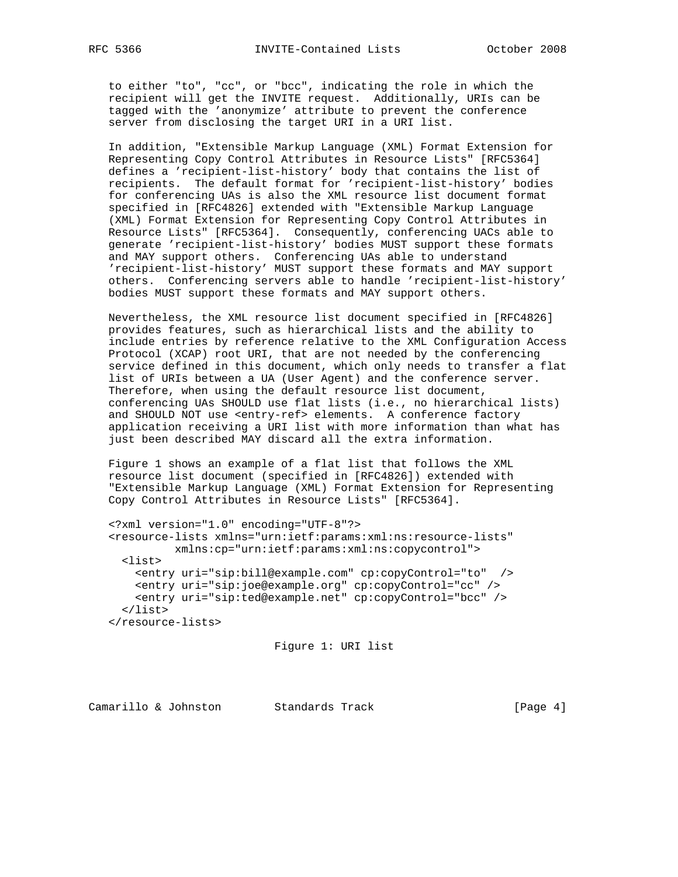to either "to", "cc", or "bcc", indicating the role in which the recipient will get the INVITE request. Additionally, URIs can be tagged with the 'anonymize' attribute to prevent the conference server from disclosing the target URI in a URI list.

In addition, "Extensible Markup Language (XML) Format Extension for Representing Copy Control Attributes in Resource Lists" [RFC5364] defines a 'recipient-list-history' body that contains the list of recipients. The default format for 'recipient-list-history' bodies for conferencing UAs is also the XML resource list document format specified in [RFC4826] extended with "Extensible Markup Language (XML) Format Extension for Representing Copy Control Attributes in Resource Lists" [RFC5364]. Consequently, conferencing UACs able to generate 'recipient-list-history' bodies MUST support these formats and MAY support others. Conferencing UAs able to understand 'recipient-list-history' MUST support these formats and MAY support others. Conferencing servers able to handle 'recipient-list-history' bodies MUST support these formats and MAY support others.

Nevertheless, the XML resource list document specified in [RFC4826] provides features, such as hierarchical lists and the ability to include entries by reference relative to the XML Configuration Access Protocol (XCAP) root URI, that are not needed by the conferencing service defined in this document, which only needs to transfer a flat list of URIs between a UA (User Agent) and the conference server. Therefore, when using the default resource list document, conferencing UAs SHOULD use flat lists (i.e., no hierarchical lists) and SHOULD NOT use <entry-ref> elements. A conference factory application receiving a URI list with more information than what has just been described MAY discard all the extra information.

Figure 1 shows an example of a flat list that follows the XML resource list document (specified in [RFC4826]) extended with "Extensible Markup Language (XML) Format Extension for Representing Copy Control Attributes in Resource Lists" [RFC5364].

```
<?xml version="1.0" encoding="UTF-8"?>
<resource-lists xmlns="urn:ietf:params:xml:ns:resource-lists"
          xmlns:cp="urn:ietf:params:xml:ns:copycontrol">
  <list>
    <entry uri="sip:bill@example.com" cp:copyControl="to"  />
    <entry uri="sip:joe@example.org" cp:copyControl="cc" />
    <entry uri="sip:ted@example.net" cp:copyControl="bcc" />
  </list>
</resource-lists>
```

Figure 1: URI list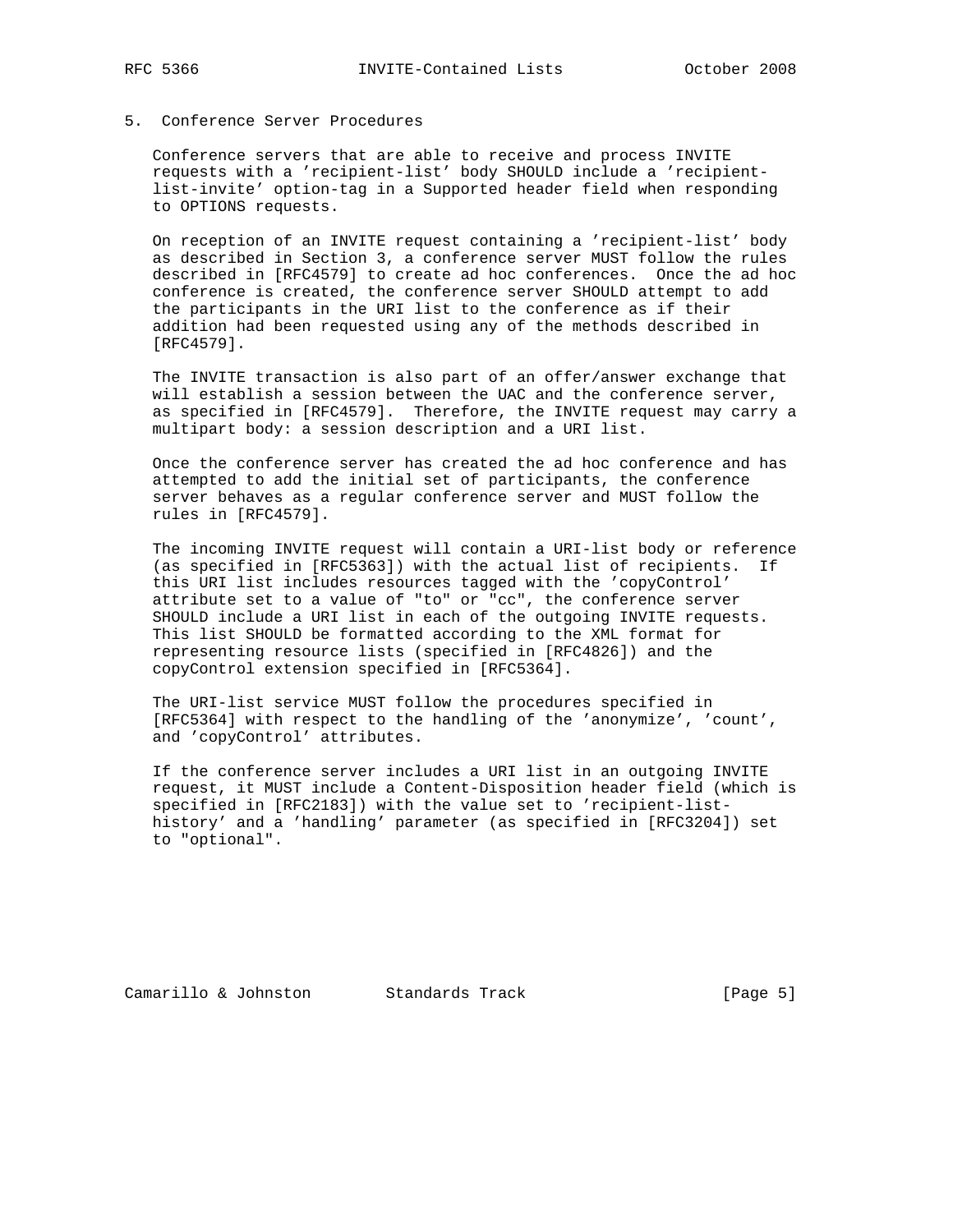## 5. Conference Server Procedures

Conference servers that are able to receive and process INVITE requests with a 'recipient-list' body SHOULD include a 'recipient-list-invite' option-tag in a Supported header field when responding to OPTIONS requests.

On reception of an INVITE request containing a 'recipient-list' body as described in Section 3, a conference server MUST follow the rules described in [RFC4579] to create ad hoc conferences. Once the ad hoc conference is created, the conference server SHOULD attempt to add the participants in the URI list to the conference as if their addition had been requested using any of the methods described in [RFC4579].

The INVITE transaction is also part of an offer/answer exchange that will establish a session between the UAC and the conference server, as specified in [RFC4579]. Therefore, the INVITE request may carry a multipart body: a session description and a URI list.

Once the conference server has created the ad hoc conference and has attempted to add the initial set of participants, the conference server behaves as a regular conference server and MUST follow the rules in [RFC4579].

The incoming INVITE request will contain a URI-list body or reference (as specified in [RFC5363]) with the actual list of recipients. If this URI list includes resources tagged with the 'copyControl' attribute set to a value of "to" or "cc", the conference server SHOULD include a URI list in each of the outgoing INVITE requests. This list SHOULD be formatted according to the XML format for representing resource lists (specified in [RFC4826]) and the copyControl extension specified in [RFC5364].

The URI-list service MUST follow the procedures specified in [RFC5364] with respect to the handling of the 'anonymize', 'count', and 'copyControl' attributes.

If the conference server includes a URI list in an outgoing INVITE request, it MUST include a Content-Disposition header field (which is specified in [RFC2183]) with the value set to 'recipient-list-history' and a 'handling' parameter (as specified in [RFC3204]) set to "optional".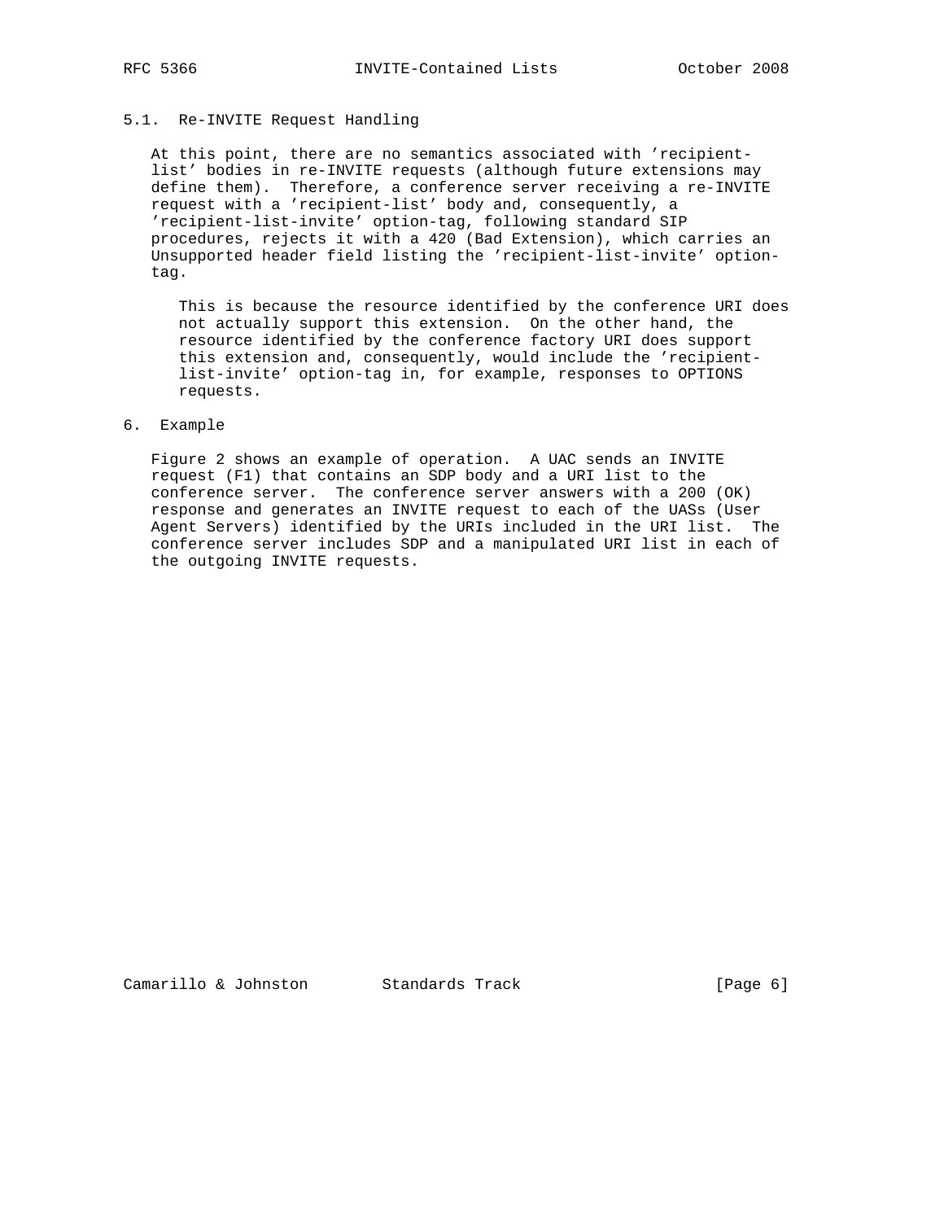### 5.1. Re-INVITE Request Handling

At this point, there are no semantics associated with 'recipient-list' bodies in re-INVITE requests (although future extensions may define them). Therefore, a conference server receiving a re-INVITE request with a 'recipient-list' body and, consequently, a 'recipient-list-invite' option-tag, following standard SIP procedures, rejects it with a 420 (Bad Extension), which carries an Unsupported header field listing the 'recipient-list-invite' option-tag.

> This is because the resource identified by the conference URI does not actually support this extension. On the other hand, the resource identified by the conference factory URI does support this extension and, consequently, would include the 'recipient-list-invite' option-tag in, for example, responses to OPTIONS requests.

## 6. Example

Figure 2 shows an example of operation. A UAC sends an INVITE request (F1) that contains an SDP body and a URI list to the conference server. The conference server answers with a 200 (OK) response and generates an INVITE request to each of the UASs (User Agent Servers) identified by the URIs included in the URI list. The conference server includes SDP and a manipulated URI list in each of the outgoing INVITE requests.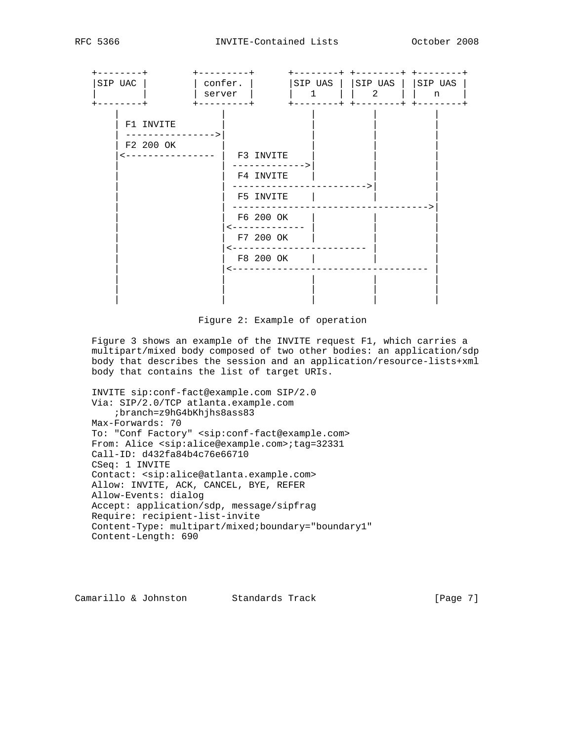```
+--------+        +---------+      +--------+ +--------+ +--------+
|SIP UAC |        | confer. |      |SIP UAS | |SIP UAS | |SIP UAS |
|        |        | server  |      |   1    | |   2    | |   n    |
+--------+        +---------+      +--------+ +--------+ +--------+
    |                  |                |          |          |
    | F1 INVITE        |                |          |          |
    | ---------------->|                |          |          |
    | F2 200 OK        |                |          |          |
    |<---------------- |  F3 INVITE     |          |          |
    |                  | ------------->|          |          |
    |                  |  F4 INVITE     |          |          |
    |                  | ----------------------->|          |
    |                  |  F5 INVITE     |          |          |
    |                  | ---------------------------------->|
    |                  |  F6 200 OK     |          |          |
    |                  |<------------- |          |          |
    |                  |  F7 200 OK     |          |          |
    |                  |<------------------------ |          |
    |                  |  F8 200 OK     |          |          |
    |                  |<---------------------------------- |
    |                  |                |          |          |
    |                  |                |          |          |
    |                  |                |          |          |
```

Figure 2: Example of operation

Figure 3 shows an example of the INVITE request F1, which carries a multipart/mixed body composed of two other bodies: an application/sdp body that describes the session and an application/resource-lists+xml body that contains the list of target URIs.

```
INVITE sip:conf-fact@example.com SIP/2.0
Via: SIP/2.0/TCP atlanta.example.com
    ;branch=z9hG4bKhjhs8ass83
Max-Forwards: 70
To: "Conf Factory" <sip:conf-fact@example.com>
From: Alice <sip:alice@example.com>;tag=32331
Call-ID: d432fa84b4c76e66710
CSeq: 1 INVITE
Contact: <sip:alice@atlanta.example.com>
Allow: INVITE, ACK, CANCEL, BYE, REFER
Allow-Events: dialog
Accept: application/sdp, message/sipfrag
Require: recipient-list-invite
Content-Type: multipart/mixed;boundary="boundary1"
Content-Length: 690
```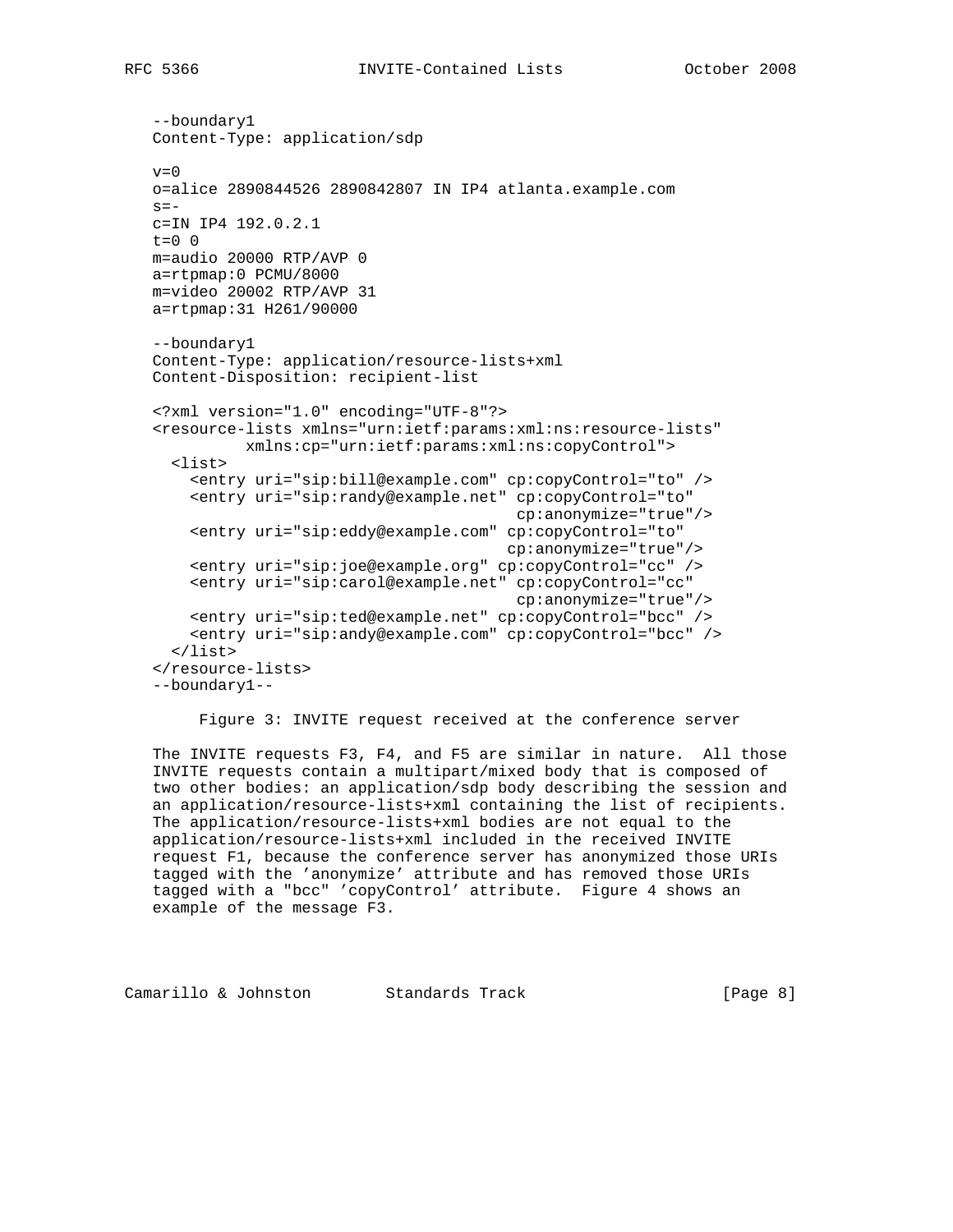```
--boundary1
Content-Type: application/sdp

v=0
o=alice 2890844526 2890842807 IN IP4 atlanta.example.com
s=-
c=IN IP4 192.0.2.1
t=0 0
m=audio 20000 RTP/AVP 0
a=rtpmap:0 PCMU/8000
m=video 20002 RTP/AVP 31
a=rtpmap:31 H261/90000

--boundary1
Content-Type: application/resource-lists+xml
Content-Disposition: recipient-list

<?xml version="1.0" encoding="UTF-8"?>
<resource-lists xmlns="urn:ietf:params:xml:ns:resource-lists"
          xmlns:cp="urn:ietf:params:xml:ns:copyControl">
  <list>
    <entry uri="sip:bill@example.com" cp:copyControl="to" />
    <entry uri="sip:randy@example.net" cp:copyControl="to"
                                        cp:anonymize="true"/>
    <entry uri="sip:eddy@example.com" cp:copyControl="to"
                                       cp:anonymize="true"/>
    <entry uri="sip:joe@example.org" cp:copyControl="cc" />
    <entry uri="sip:carol@example.net" cp:copyControl="cc"
                                        cp:anonymize="true"/>
    <entry uri="sip:ted@example.net" cp:copyControl="bcc" />
    <entry uri="sip:andy@example.com" cp:copyControl="bcc" />
  </list>
</resource-lists>
--boundary1--
```

Figure 3: INVITE request received at the conference server

The INVITE requests F3, F4, and F5 are similar in nature. All those INVITE requests contain a multipart/mixed body that is composed of two other bodies: an application/sdp body describing the session and an application/resource-lists+xml containing the list of recipients. The application/resource-lists+xml bodies are not equal to the application/resource-lists+xml included in the received INVITE request F1, because the conference server has anonymized those URIs tagged with the 'anonymize' attribute and has removed those URIs tagged with a "bcc" 'copyControl' attribute. Figure 4 shows an example of the message F3.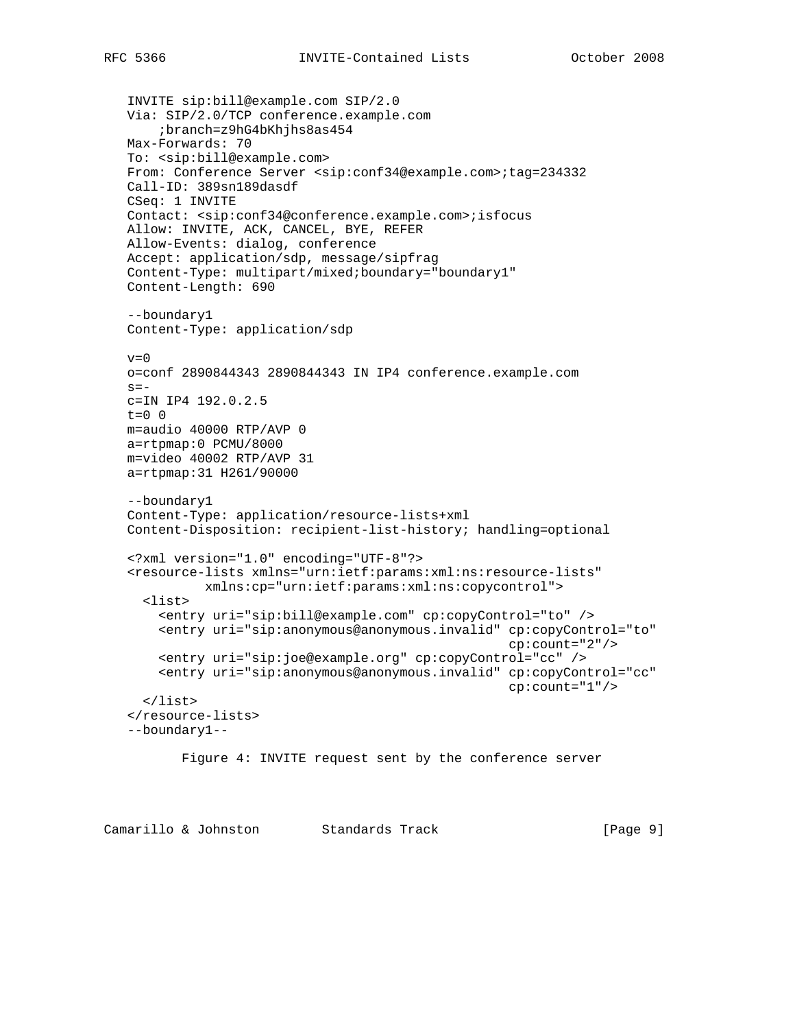```
INVITE sip:bill@example.com SIP/2.0
Via: SIP/2.0/TCP conference.example.com
    ;branch=z9hG4bKhjhs8as454
Max-Forwards: 70
To: <sip:bill@example.com>
From: Conference Server <sip:conf34@example.com>;tag=234332
Call-ID: 389sn189dasdf
CSeq: 1 INVITE
Contact: <sip:conf34@conference.example.com>;isfocus
Allow: INVITE, ACK, CANCEL, BYE, REFER
Allow-Events: dialog, conference
Accept: application/sdp, message/sipfrag
Content-Type: multipart/mixed;boundary="boundary1"
Content-Length: 690

--boundary1
Content-Type: application/sdp

v=0
o=conf 2890844343 2890844343 IN IP4 conference.example.com
s=-
c=IN IP4 192.0.2.5
t=0 0
m=audio 40000 RTP/AVP 0
a=rtpmap:0 PCMU/8000
m=video 40002 RTP/AVP 31
a=rtpmap:31 H261/90000

--boundary1
Content-Type: application/resource-lists+xml
Content-Disposition: recipient-list-history; handling=optional

<?xml version="1.0" encoding="UTF-8"?>
<resource-lists xmlns="urn:ietf:params:xml:ns:resource-lists"
          xmlns:cp="urn:ietf:params:xml:ns:copycontrol">
  <list>
    <entry uri="sip:bill@example.com" cp:copyControl="to" />
    <entry uri="sip:anonymous@anonymous.invalid" cp:copyControl="to"
                                              cp:count="2"/>
    <entry uri="sip:joe@example.org" cp:copyControl="cc" />
    <entry uri="sip:anonymous@anonymous.invalid" cp:copyControl="cc"
                                              cp:count="1"/>
  </list>
</resource-lists>
--boundary1--
```

Figure 4: INVITE request sent by the conference server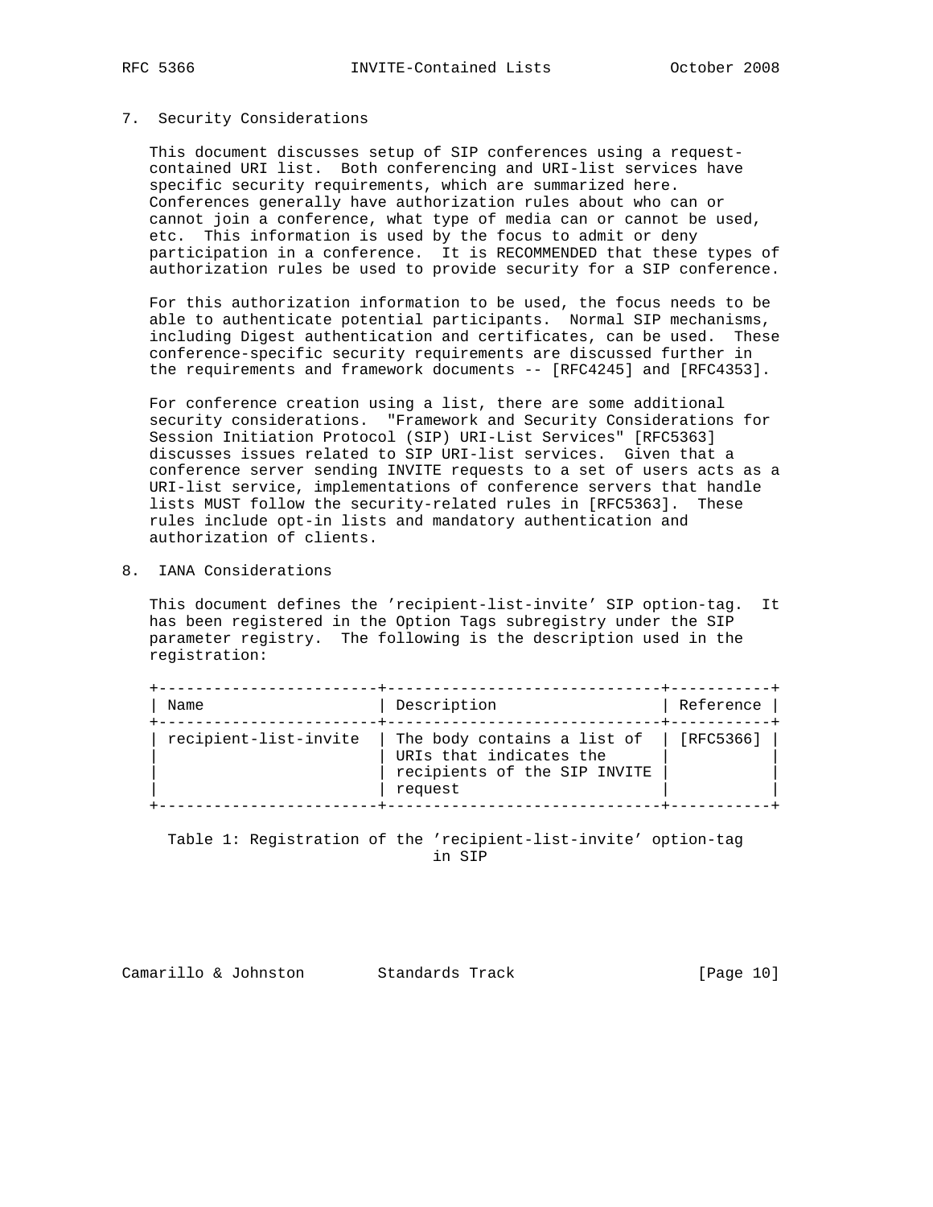## 7. Security Considerations

This document discusses setup of SIP conferences using a request-contained URI list. Both conferencing and URI-list services have specific security requirements, which are summarized here. Conferences generally have authorization rules about who can or cannot join a conference, what type of media can or cannot be used, etc. This information is used by the focus to admit or deny participation in a conference. It is RECOMMENDED that these types of authorization rules be used to provide security for a SIP conference.

For this authorization information to be used, the focus needs to be able to authenticate potential participants. Normal SIP mechanisms, including Digest authentication and certificates, can be used. These conference-specific security requirements are discussed further in the requirements and framework documents -- [RFC4245] and [RFC4353].

For conference creation using a list, there are some additional security considerations. "Framework and Security Considerations for Session Initiation Protocol (SIP) URI-List Services" [RFC5363] discusses issues related to SIP URI-list services. Given that a conference server sending INVITE requests to a set of users acts as a URI-list service, implementations of conference servers that handle lists MUST follow the security-related rules in [RFC5363]. These rules include opt-in lists and mandatory authentication and authorization of clients.

## 8. IANA Considerations

This document defines the 'recipient-list-invite' SIP option-tag. It has been registered in the Option Tags subregistry under the SIP parameter registry. The following is the description used in the registration:

| Name | Description | Reference |
|---|---|---|
| recipient-list-invite | The body contains a list of URIs that indicates the recipients of the SIP INVITE request | [RFC5366] |

Table 1: Registration of the 'recipient-list-invite' option-tag in SIP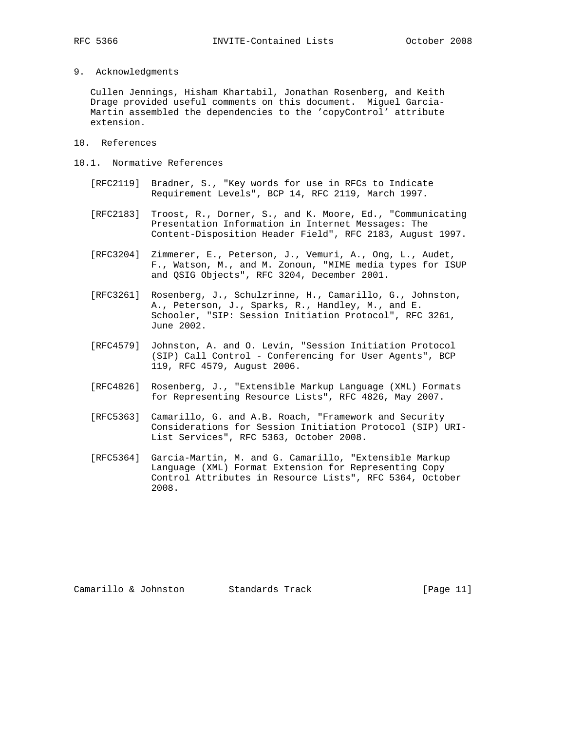## 9. Acknowledgments

Cullen Jennings, Hisham Khartabil, Jonathan Rosenberg, and Keith Drage provided useful comments on this document. Miguel Garcia-Martin assembled the dependencies to the 'copyControl' attribute extension.

## 10. References

### 10.1. Normative References

[RFC2119] Bradner, S., "Key words for use in RFCs to Indicate Requirement Levels", BCP 14, RFC 2119, March 1997.

[RFC2183] Troost, R., Dorner, S., and K. Moore, Ed., "Communicating Presentation Information in Internet Messages: The Content-Disposition Header Field", RFC 2183, August 1997.

[RFC3204] Zimmerer, E., Peterson, J., Vemuri, A., Ong, L., Audet, F., Watson, M., and M. Zonoun, "MIME media types for ISUP and QSIG Objects", RFC 3204, December 2001.

[RFC3261] Rosenberg, J., Schulzrinne, H., Camarillo, G., Johnston, A., Peterson, J., Sparks, R., Handley, M., and E. Schooler, "SIP: Session Initiation Protocol", RFC 3261, June 2002.

[RFC4579] Johnston, A. and O. Levin, "Session Initiation Protocol (SIP) Call Control - Conferencing for User Agents", BCP 119, RFC 4579, August 2006.

[RFC4826] Rosenberg, J., "Extensible Markup Language (XML) Formats for Representing Resource Lists", RFC 4826, May 2007.

[RFC5363] Camarillo, G. and A.B. Roach, "Framework and Security Considerations for Session Initiation Protocol (SIP) URI-List Services", RFC 5363, October 2008.

[RFC5364] Garcia-Martin, M. and G. Camarillo, "Extensible Markup Language (XML) Format Extension for Representing Copy Control Attributes in Resource Lists", RFC 5364, October 2008.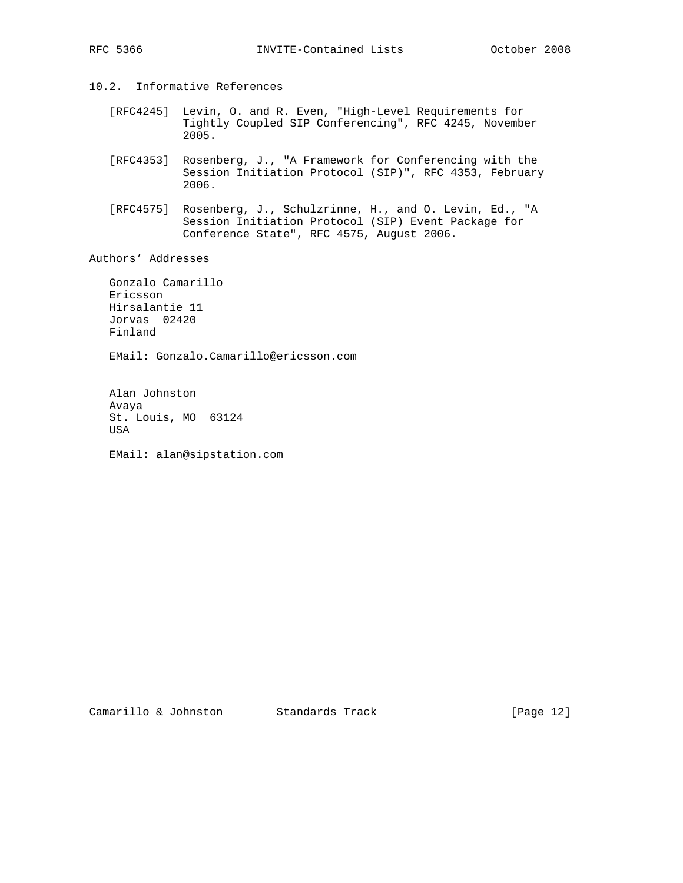### 10.2. Informative References

[RFC4245] Levin, O. and R. Even, "High-Level Requirements for Tightly Coupled SIP Conferencing", RFC 4245, November 2005.

[RFC4353] Rosenberg, J., "A Framework for Conferencing with the Session Initiation Protocol (SIP)", RFC 4353, February 2006.

[RFC4575] Rosenberg, J., Schulzrinne, H., and O. Levin, Ed., "A Session Initiation Protocol (SIP) Event Package for Conference State", RFC 4575, August 2006.

## Authors' Addresses

Gonzalo Camarillo
Ericsson
Hirsalantie 11
Jorvas 02420
Finland

EMail: Gonzalo.Camarillo@ericsson.com

Alan Johnston
Avaya
St. Louis, MO 63124
USA

EMail: alan@sipstation.com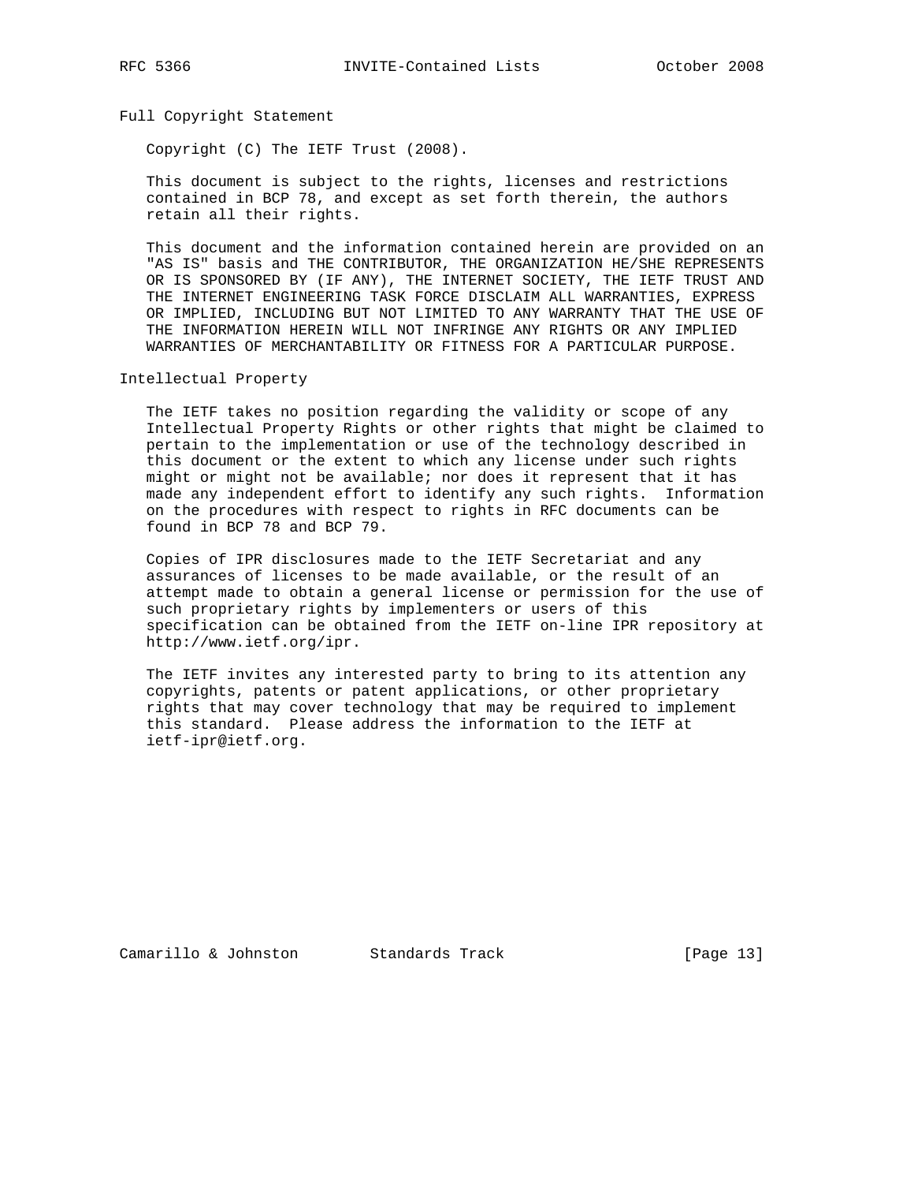## Full Copyright Statement

Copyright (C) The IETF Trust (2008).

This document is subject to the rights, licenses and restrictions contained in BCP 78, and except as set forth therein, the authors retain all their rights.

This document and the information contained herein are provided on an "AS IS" basis and THE CONTRIBUTOR, THE ORGANIZATION HE/SHE REPRESENTS OR IS SPONSORED BY (IF ANY), THE INTERNET SOCIETY, THE IETF TRUST AND THE INTERNET ENGINEERING TASK FORCE DISCLAIM ALL WARRANTIES, EXPRESS OR IMPLIED, INCLUDING BUT NOT LIMITED TO ANY WARRANTY THAT THE USE OF THE INFORMATION HEREIN WILL NOT INFRINGE ANY RIGHTS OR ANY IMPLIED WARRANTIES OF MERCHANTABILITY OR FITNESS FOR A PARTICULAR PURPOSE.

## Intellectual Property

The IETF takes no position regarding the validity or scope of any Intellectual Property Rights or other rights that might be claimed to pertain to the implementation or use of the technology described in this document or the extent to which any license under such rights might or might not be available; nor does it represent that it has made any independent effort to identify any such rights. Information on the procedures with respect to rights in RFC documents can be found in BCP 78 and BCP 79.

Copies of IPR disclosures made to the IETF Secretariat and any assurances of licenses to be made available, or the result of an attempt made to obtain a general license or permission for the use of such proprietary rights by implementers or users of this specification can be obtained from the IETF on-line IPR repository at http://www.ietf.org/ipr.

The IETF invites any interested party to bring to its attention any copyrights, patents or patent applications, or other proprietary rights that may cover technology that may be required to implement this standard. Please address the information to the IETF at ietf-ipr@ietf.org.